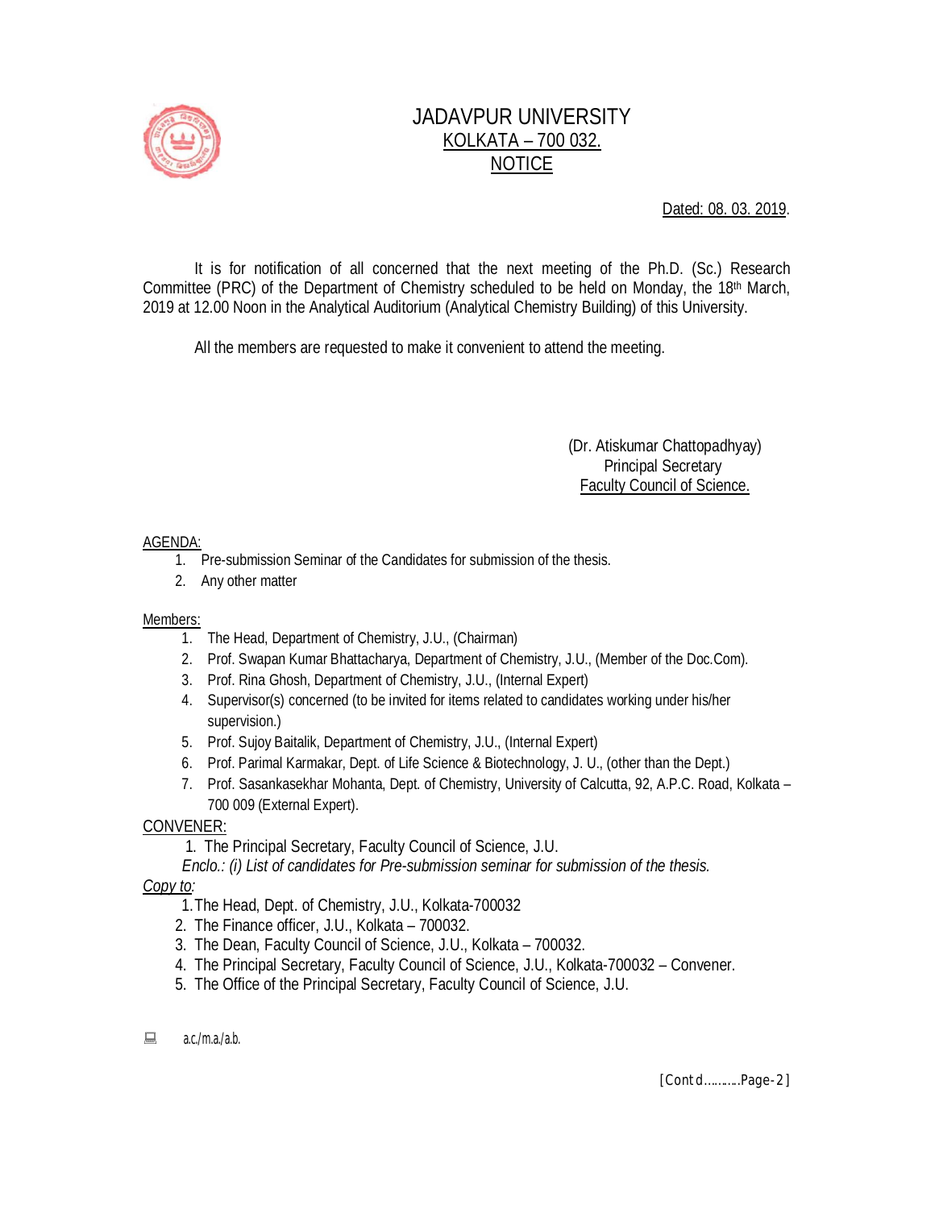# JADAVPUR UNIVERSITY

## KOLKATA – 700 032.

## NOTICE

Dated: 08. 03. 2019.

It is for notification of all concerned that the next meeting of the Ph.D. (Sc.) Research Committee (PRC) of the Department of Chemistry scheduled to be held on Monday, the 18th March, 2019 at 12.00 Noon in the Analytical Auditorium (Analytical Chemistry Building) of this University.

All the members are requested to make it convenient to attend the meeting.

(Dr. Atiskumar Chattopadhyay)  
Principal Secretary  
Faculty Council of Science.

AGENDA:

1. Pre-submission Seminar of the Candidates for submission of the thesis.
2. Any other matter

Members:

1. The Head, Department of Chemistry, J.U., (Chairman)
2. Prof. Swapan Kumar Bhattacharya, Department of Chemistry, J.U., (Member of the Doc.Com).
3. Prof. Rina Ghosh, Department of Chemistry, J.U., (Internal Expert)
4. Supervisor(s) concerned (to be invited for items related to candidates working under his/her supervision.)
5. Prof. Sujoy Baitalik, Department of Chemistry, J.U., (Internal Expert)
6. Prof. Parimal Karmakar, Dept. of Life Science & Biotechnology, J. U., (other than the Dept.)
7. Prof. Sasankasekhar Mohanta, Dept. of Chemistry, University of Calcutta, 92, A.P.C. Road, Kolkata – 700 009 (External Expert).

CONVENER:

1. The Principal Secretary, Faculty Council of Science, J.U.

*Enclo.: (i) List of candidates for Pre-submission seminar for submission of the thesis.*

*Copy to:*

1. The Head, Dept. of Chemistry, J.U., Kolkata-700032
2. The Finance officer, J.U., Kolkata – 700032.
3. The Dean, Faculty Council of Science, J.U., Kolkata – 700032.
4. The Principal Secretary, Faculty Council of Science, J.U., Kolkata-700032 – Convener.
5. The Office of the Principal Secretary, Faculty Council of Science, J.U.

a.c./m.a./a.b.

[Contd………..Page-2]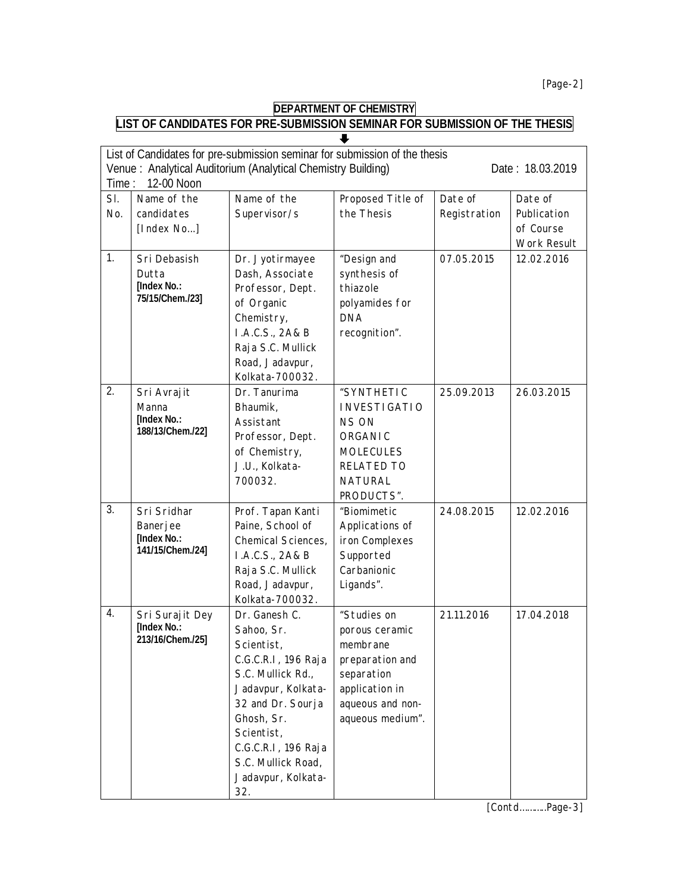## DEPARTMENT OF CHEMISTRY

## LIST OF CANDIDATES FOR PRE-SUBMISSION SEMINAR FOR SUBMISSION OF THE THESIS

List of Candidates for pre-submission seminar for submission of the thesis

Venue : Analytical Auditorium (Analytical Chemistry Building) Date : 18.03.2019

Time : 12-00 Noon

| Sl. No. | Name of the candidates [Index No...] | Name of the Supervisor/s | Proposed Title of the Thesis | Date of Registration | Date of Publication of Course Work Result |
|---|---|---|---|---|---|
| 1. | Sri Debasish Dutta **[Index No.: 75/15/Chem./23]** | Dr. Jyotirmayee Dash, Associate Professor, Dept. of Organic Chemistry, I.A.C.S., 2A& B Raja S.C. Mullick Road, Jadavpur, Kolkata-700032. | "Design and synthesis of thiazole polyamides for DNA recognition". | 07.05.2015 | 12.02.2016 |
| 2. | Sri Avrajit Manna **[Index No.: 188/13/Chem./22]** | Dr. Tanurima Bhaumik, Assistant Professor, Dept. of Chemistry, J.U., Kolkata-700032. | "SYNTHETIC INVESTIGATIONS ON ORGANIC MOLECULES RELATED TO NATURAL PRODUCTS". | 25.09.2013 | 26.03.2015 |
| 3. | Sri Sridhar Banerjee **[Index No.: 141/15/Chem./24]** | Prof. Tapan Kanti Paine, School of Chemical Sciences, I.A.C.S., 2A& B Raja S.C. Mullick Road, Jadavpur, Kolkata-700032. | "Biomimetic Applications of iron Complexes Supported Carbanionic Ligands". | 24.08.2015 | 12.02.2016 |
| 4. | Sri Surajit Dey **[Index No.: 213/16/Chem./25]** | Dr. Ganesh C. Sahoo, Sr. Scientist, C.G.C.R.I, 196 Raja S.C. Mullick Rd., Jadavpur, Kolkata-32 and Dr. Sourja Ghosh, Sr. Scientist, C.G.C.R.I, 196 Raja S.C. Mullick Road, Jadavpur, Kolkata-32. | "Studies on porous ceramic membrane preparation and separation application in aqueous and non-aqueous medium". | 21.11.2016 | 17.04.2018 |

[Contd..........Page-3]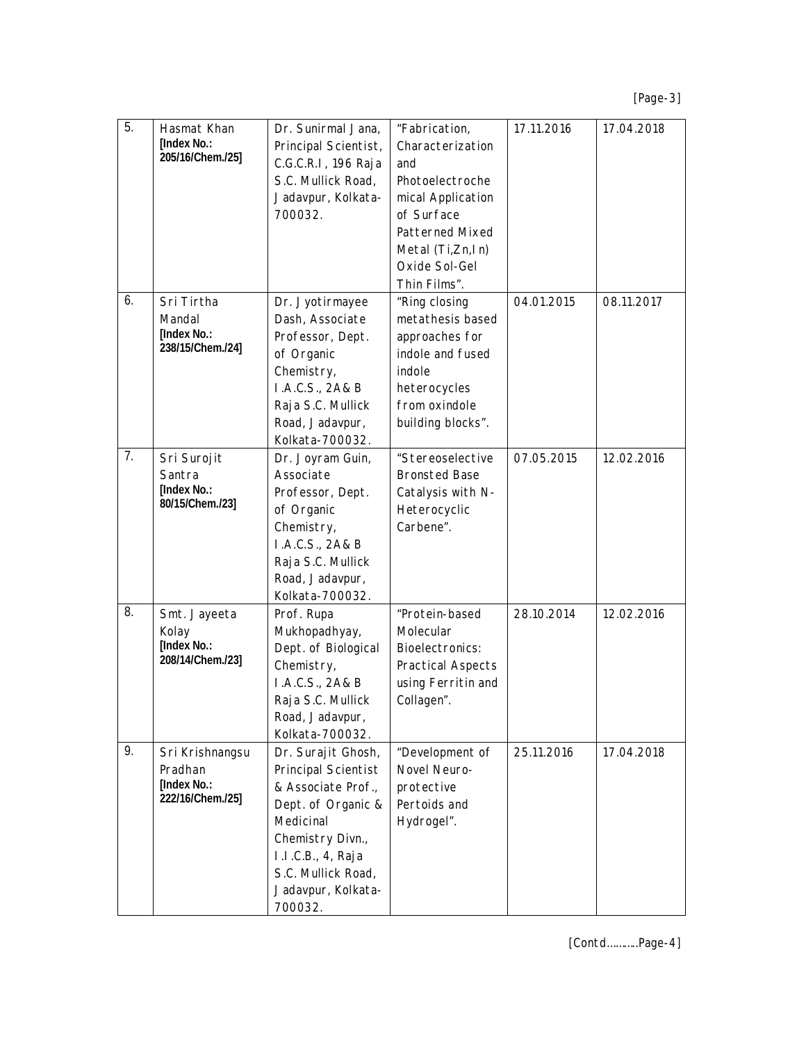| 5. | Hasmat Khan **[Index No.: 205/16/Chem./25]** | Dr. Sunirmal Jana, Principal Scientist, C.G.C.R.I, 196 Raja S.C. Mullick Road, Jadavpur, Kolkata-700032. | "Fabrication, Characterization and Photoelectrochemical Application of Surface Patterned Mixed Metal (Ti,Zn,In) Oxide Sol-Gel Thin Films". | 17.11.2016 | 17.04.2018 |
|---|---|---|---|---|---|
| 6. | Sri Tirtha Mandal **[Index No.: 238/15/Chem./24]** | Dr. Jyotirmayee Dash, Associate Professor, Dept. of Organic Chemistry, I.A.C.S., 2A& B Raja S.C. Mullick Road, Jadavpur, Kolkata-700032. | "Ring closing metathesis based approaches for indole and fused indole heterocycles from oxindole building blocks". | 04.01.2015 | 08.11.2017 |
| 7. | Sri Surojit Santra **[Index No.: 80/15/Chem./23]** | Dr. Joyram Guin, Associate Professor, Dept. of Organic Chemistry, I.A.C.S., 2A& B Raja S.C. Mullick Road, Jadavpur, Kolkata-700032. | "Stereoselective Bronsted Base Catalysis with N-Heterocyclic Carbene". | 07.05.2015 | 12.02.2016 |
| 8. | Smt. Jayeeta Kolay **[Index No.: 208/14/Chem./23]** | Prof. Rupa Mukhopadhyay, Dept. of Biological Chemistry, I.A.C.S., 2A& B Raja S.C. Mullick Road, Jadavpur, Kolkata-700032. | "Protein-based Molecular Bioelectronics: Practical Aspects using Ferritin and Collagen". | 28.10.2014 | 12.02.2016 |
| 9. | Sri Krishnangsu Pradhan **[Index No.: 222/16/Chem./25]** | Dr. Surajit Ghosh, Principal Scientist & Associate Prof., Dept. of Organic & Medicinal Chemistry Divn., I.I.C.B., 4, Raja S.C. Mullick Road, Jadavpur, Kolkata-700032. | "Development of Novel Neuro-protective Pertoids and Hydrogel". | 25.11.2016 | 17.04.2018 |

[Contd..........Page-4]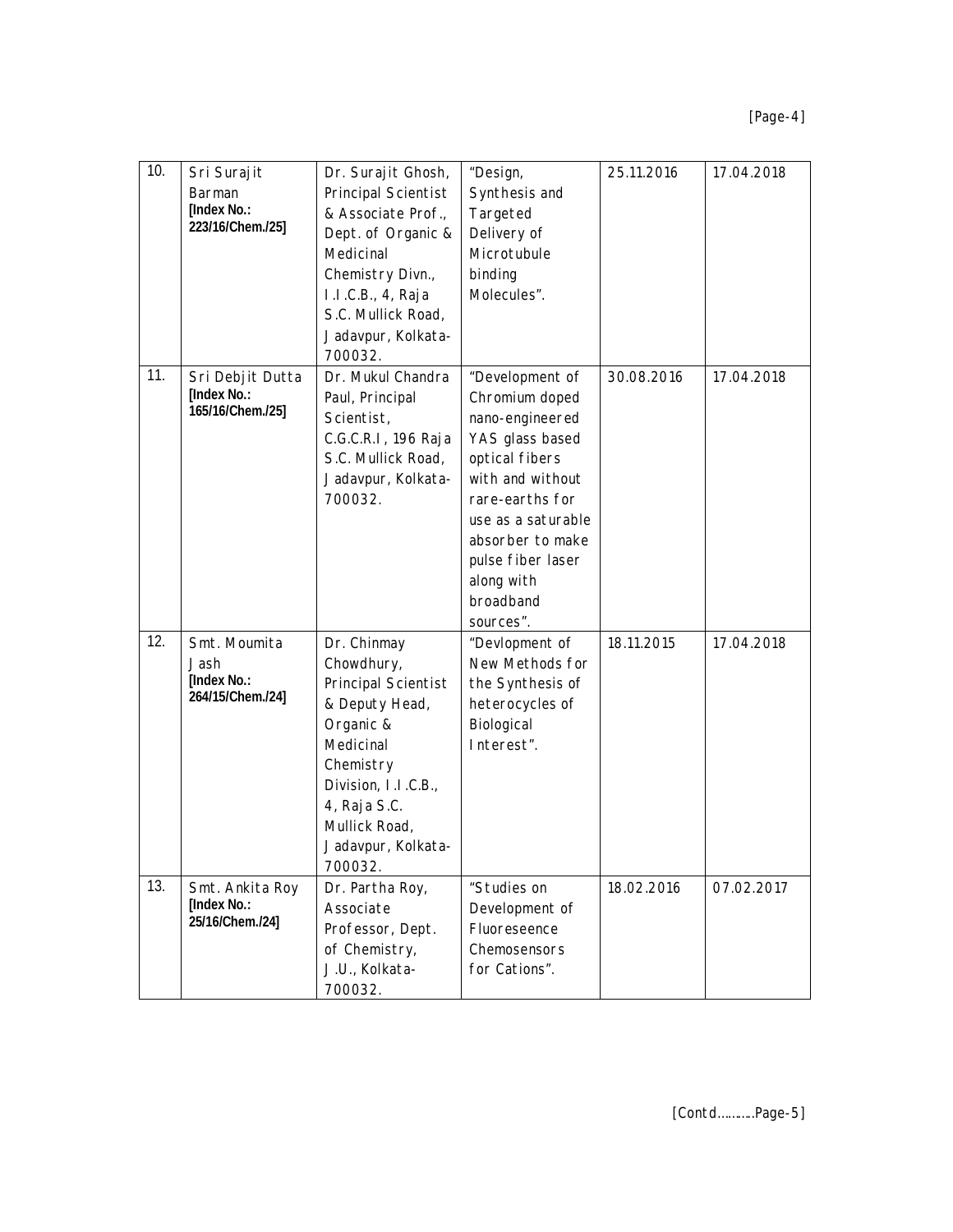| 10. | Sri Surajit Barman **[Index No.: 223/16/Chem./25]** | Dr. Surajit Ghosh, Principal Scientist & Associate Prof., Dept. of Organic & Medicinal Chemistry Divn., I.I.C.B., 4, Raja S.C. Mullick Road, Jadavpur, Kolkata-700032. | "Design, Synthesis and Targeted Delivery of Microtubule binding Molecules". | 25.11.2016 | 17.04.2018 |
|---|---|---|---|---|---|
| 11. | Sri Debjit Dutta **[Index No.: 165/16/Chem./25]** | Dr. Mukul Chandra Paul, Principal Scientist, C.G.C.R.I, 196 Raja S.C. Mullick Road, Jadavpur, Kolkata-700032. | "Development of Chromium doped nano-engineered YAS glass based optical fibers with and without rare-earths for use as a saturable absorber to make pulse fiber laser along with broadband sources". | 30.08.2016 | 17.04.2018 |
| 12. | Smt. Moumita Jash **[Index No.: 264/15/Chem./24]** | Dr. Chinmay Chowdhury, Principal Scientist & Deputy Head, Organic & Medicinal Chemistry Division, I.I.C.B., 4, Raja S.C. Mullick Road, Jadavpur, Kolkata-700032. | "Devlopment of New Methods for the Synthesis of heterocycles of Biological Interest". | 18.11.2015 | 17.04.2018 |
| 13. | Smt. Ankita Roy **[Index No.: 25/16/Chem./24]** | Dr. Partha Roy, Associate Professor, Dept. of Chemistry, J.U., Kolkata-700032. | "Studies on Development of Fluoreseence Chemosensors for Cations". | 18.02.2016 | 07.02.2017 |

[Contd..........Page-5]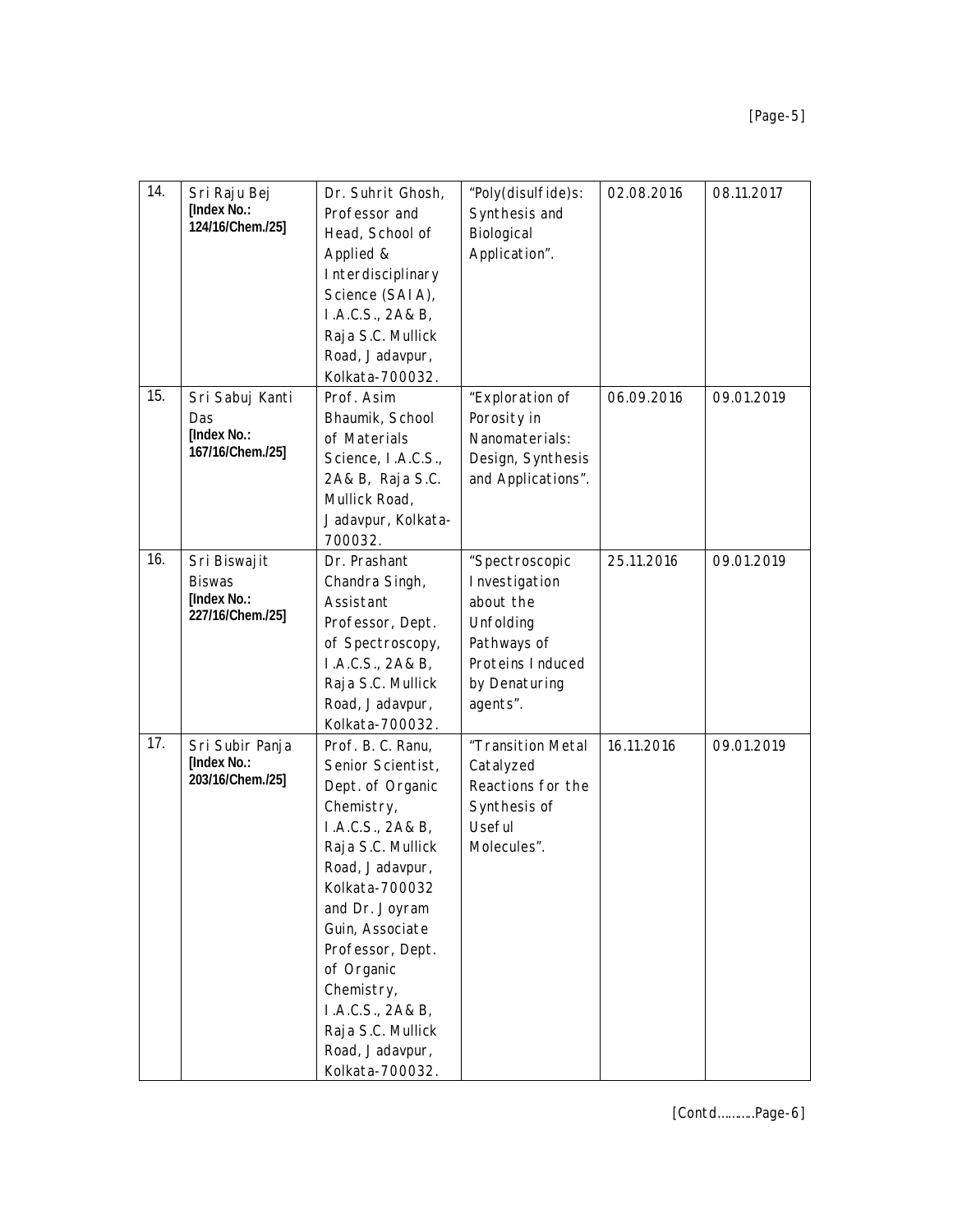| 14. | Sri Raju Bej **[Index No.: 124/16/Chem./25]** | Dr. Suhrit Ghosh, Professor and Head, School of Applied & Interdisciplinary Science (SAIA), I.A.C.S., 2A& B, Raja S.C. Mullick Road, Jadavpur, Kolkata-700032. | "Poly(disulfide)s: Synthesis and Biological Application". | 02.08.2016 | 08.11.2017 |
|---|---|---|---|---|---|
| 15. | Sri Sabuj Kanti Das **[Index No.: 167/16/Chem./25]** | Prof. Asim Bhaumik, School of Materials Science, I.A.C.S., 2A& B, Raja S.C. Mullick Road, Jadavpur, Kolkata-700032. | "Exploration of Porosity in Nanomaterials: Design, Synthesis and Applications". | 06.09.2016 | 09.01.2019 |
| 16. | Sri Biswajit Biswas **[Index No.: 227/16/Chem./25]** | Dr. Prashant Chandra Singh, Assistant Professor, Dept. of Spectroscopy, I.A.C.S., 2A& B, Raja S.C. Mullick Road, Jadavpur, Kolkata-700032. | "Spectroscopic Investigation about the Unfolding Pathways of Proteins Induced by Denaturing agents". | 25.11.2016 | 09.01.2019 |
| 17. | Sri Subir Panja **[Index No.: 203/16/Chem./25]** | Prof. B. C. Ranu, Senior Scientist, Dept. of Organic Chemistry, I.A.C.S., 2A& B, Raja S.C. Mullick Road, Jadavpur, Kolkata-700032 and Dr. Joyram Guin, Associate Professor, Dept. of Organic Chemistry, I.A.C.S., 2A& B, Raja S.C. Mullick Road, Jadavpur, Kolkata-700032. | "Transition Metal Catalyzed Reactions for the Synthesis of Useful Molecules". | 16.11.2016 | 09.01.2019 |

[Contd..........Page-6]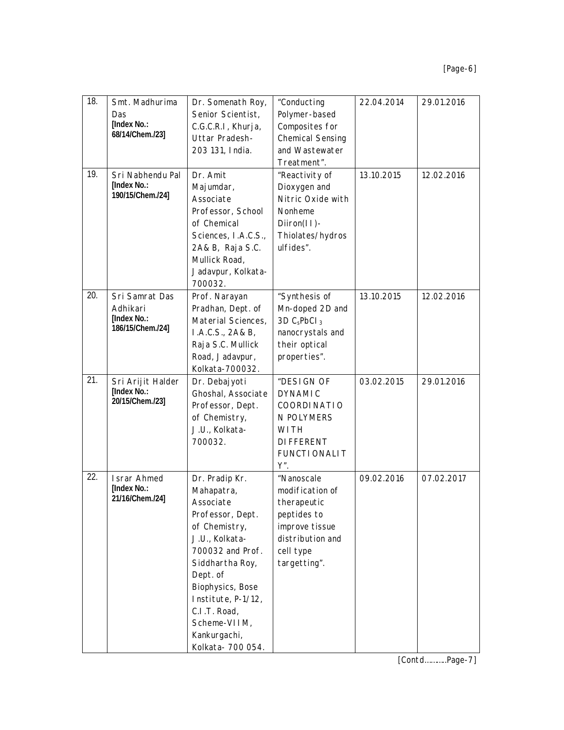| 18. | Smt. Madhurima Das **[Index No.: 68/14/Chem./23]** | Dr. Somenath Roy, Senior Scientist, C.G.C.R.I, Khurja, Uttar Pradesh-203 131, India. | "Conducting Polymer-based Composites for Chemical Sensing and Wastewater Treatment". | 22.04.2014 | 29.01.2016 |
|---|---|---|---|---|---|
| 19. | Sri Nabhendu Pal **[Index No.: 190/15/Chem./24]** | Dr. Amit Majumdar, Associate Professor, School of Chemical Sciences, I.A.C.S., 2A& B, Raja S.C. Mullick Road, Jadavpur, Kolkata-700032. | "Reactivity of Dioxygen and Nitric Oxide with Nonheme Diiron(II)-Thiolates/hydrosulfides". | 13.10.2015 | 12.02.2016 |
| 20. | Sri Samrat Das Adhikari **[Index No.: 186/15/Chem./24]** | Prof. Narayan Pradhan, Dept. of Material Sciences, I.A.C.S., 2A& B, Raja S.C. Mullick Road, Jadavpur, Kolkata-700032. | "Synthesis of Mn-doped 2D and 3D $C_sPbCl_3$ nanocrystals and their optical properties". | 13.10.2015 | 12.02.2016 |
| 21. | Sri Arijit Halder **[Index No.: 20/15/Chem./23]** | Dr. Debajyoti Ghoshal, Associate Professor, Dept. of Chemistry, J.U., Kolkata-700032. | "DESIGN OF DYNAMIC COORDINATION POLYMERS WITH DIFFERENT FUNCTIONALITY". | 03.02.2015 | 29.01.2016 |
| 22. | Israr Ahmed **[Index No.: 21/16/Chem./24]** | Dr. Pradip Kr. Mahapatra, Associate Professor, Dept. of Chemistry, J.U., Kolkata-700032 and Prof. Siddhartha Roy, Dept. of Biophysics, Bose Institute, P-1/12, C.I.T. Road, Scheme-VIIM, Kankurgachi, Kolkata- 700 054. | "Nanoscale modification of therapeutic peptides to improve tissue distribution and cell type targetting". | 09.02.2016 | 07.02.2017 |

[Contd……….Page-7]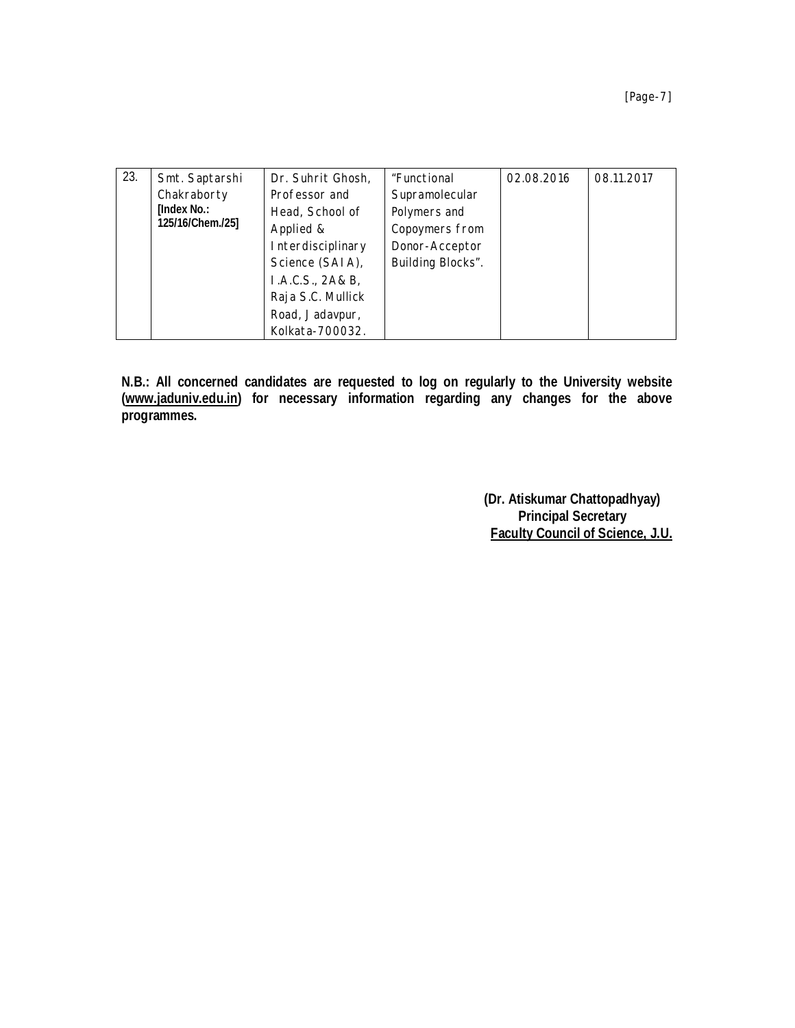| | | | | | |
|---|---|---|---|---|---|
| 23. | Smt. Saptarshi Chakraborty **[Index No.: 125/16/Chem./25]** | Dr. Suhrit Ghosh, Professor and Head, School of Applied & Interdisciplinary Science (SAIA), I.A.C.S., 2A& B, Raja S.C. Mullick Road, Jadavpur, Kolkata-700032. | "Functional Supramolecular Polymers and Copoymers from Donor-Acceptor Building Blocks". | 02.08.2016 | 08.11.2017 |

**N.B.: All concerned candidates are requested to log on regularly to the University website (www.jaduniv.edu.in) for necessary information regarding any changes for the above programmes.**

**(Dr. Atiskumar Chattopadhyay)**
**Principal Secretary**
**Faculty Council of Science, J.U.**